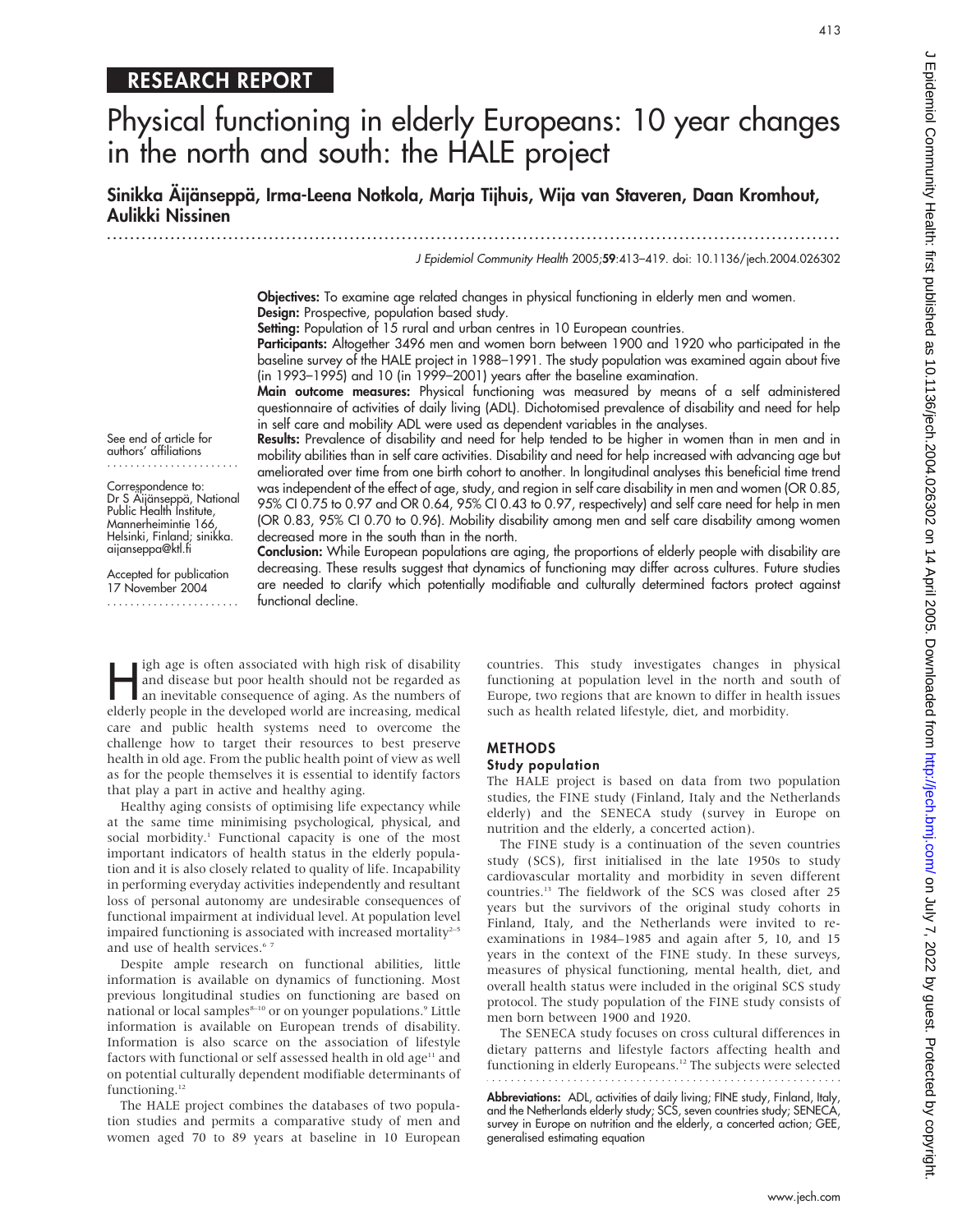RESEARCH REPORT

# Physical functioning in elderly Europeans: 10 year changes in the north and south: the HALE project

**Sinikka Äijänseppä, Irma-Leena Notkola, Marja Tijhuis, Wija van Staveren, Daan Kromhout, Aulikki Nissinen**

*J Epidemiol Community Health* 2005;**59**:413–419. doi: 10.1136/jech.2004.026302

See end of article for authors' affiliations

Correspondence to: Dr S Äijänseppä, National Public Health Institute, Mannerheimintie 166, Helsinki, Finland; sinikka.aijanseppa@ktl.fi

Accepted for publication 17 November 2004

**Objectives:** To examine age related changes in physical functioning in elderly men and women.

**Design:** Prospective, population based study.

**Setting:** Population of 15 rural and urban centres in 10 European countries.

**Participants:** Altogether 3496 men and women born between 1900 and 1920 who participated in the baseline survey of the HALE project in 1988–1991. The study population was examined again about five (in 1993–1995) and 10 (in 1999–2001) years after the baseline examination.

**Main outcome measures:** Physical functioning was measured by means of a self administered questionnaire of activities of daily living (ADL). Dichotomised prevalence of disability and need for help in self care and mobility ADL were used as dependent variables in the analyses.

**Results:** Prevalence of disability and need for help tended to be higher in women than in men and in mobility abilities than in self care activities. Disability and need for help increased with advancing age but ameliorated over time from one birth cohort to another. In longitudinal analyses this beneficial time trend was independent of the effect of age, study, and region in self care disability in men and women (OR 0.85, 95% CI 0.75 to 0.97 and OR 0.64, 95% CI 0.43 to 0.97, respectively) and self care need for help in men (OR 0.83, 95% CI 0.70 to 0.96). Mobility disability among men and self care disability among women decreased more in the south than in the north.

**Conclusion:** While European populations are aging, the proportions of elderly people with disability are decreasing. These results suggest that dynamics of functioning may differ across cultures. Future studies are needed to clarify which potentially modifiable and culturally determined factors protect against functional decline.

High age is often associated with high risk of disability and disease but poor health should not be regarded as an inevitable consequence of aging. As the numbers of elderly people in the developed world are increasing, medical care and public health systems need to overcome the challenge how to target their resources to best preserve health in old age. From the public health point of view as well as for the people themselves it is essential to identify factors that play a part in active and healthy aging.

Healthy aging consists of optimising life expectancy while at the same time minimising psychological, physical, and social morbidity.[1] Functional capacity is one of the most important indicators of health status in the elderly population and it is also closely related to quality of life. Incapability in performing everyday activities independently and resultant loss of personal autonomy are undesirable consequences of functional impairment at individual level. At population level impaired functioning is associated with increased mortality[2–5] and use of health services.[6 7]

Despite ample research on functional abilities, little information is available on dynamics of functioning. Most previous longitudinal studies on functioning are based on national or local samples[8–10] or on younger populations.[9] Little information is available on European trends of disability. Information is also scarce on the association of lifestyle factors with functional or self assessed health in old age[11] and on potential culturally dependent modifiable determinants of functioning.[12]

The HALE project combines the databases of two population studies and permits a comparative study of men and women aged 70 to 89 years at baseline in 10 European countries. This study investigates changes in physical functioning at population level in the north and south of Europe, two regions that are known to differ in health issues such as health related lifestyle, diet, and morbidity.

## METHODS

### Study population

The HALE project is based on data from two population studies, the FINE study (Finland, Italy and the Netherlands elderly) and the SENECA study (survey in Europe on nutrition and the elderly, a concerted action).

The FINE study is a continuation of the seven countries study (SCS), first initialised in the late 1950s to study cardiovascular mortality and morbidity in seven different countries.[13] The fieldwork of the SCS was closed after 25 years but the survivors of the original study cohorts in Finland, Italy, and the Netherlands were invited to re-examinations in 1984–1985 and again after 5, 10, and 15 years in the context of the FINE study. In these surveys, measures of physical functioning, mental health, diet, and overall health status were included in the original SCS study protocol. The study population of the FINE study consists of men born between 1900 and 1920.

The SENECA study focuses on cross cultural differences in dietary patterns and lifestyle factors affecting health and functioning in elderly Europeans.[12] The subjects were selected

**Abbreviations:** ADL, activities of daily living; FINE study, Finland, Italy, and the Netherlands elderly study; SCS, seven countries study; SENECA, survey in Europe on nutrition and the elderly, a concerted action; GEE, generalised estimating equation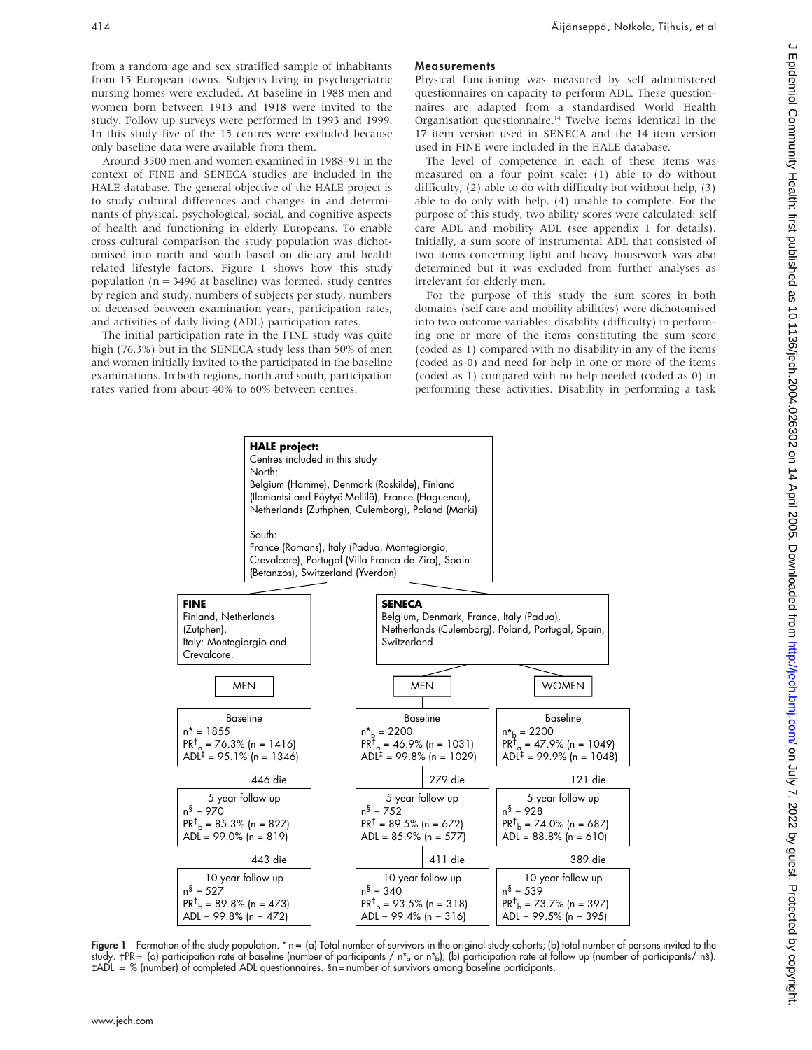from a random age and sex stratified sample of inhabitants from 15 European towns. Subjects living in psychogeriatric nursing homes were excluded. At baseline in 1988 men and women born between 1913 and 1918 were invited to the study. Follow up surveys were performed in 1993 and 1999. In this study five of the 15 centres were excluded because only baseline data were available from them.

Around 3500 men and women examined in 1988–91 in the context of FINE and SENECA studies are included in the HALE database. The general objective of the HALE project is to study cultural differences and changes in and determinants of physical, psychological, social, and cognitive aspects of health and functioning in elderly Europeans. To enable cross cultural comparison the study population was dichotomised into north and south based on dietary and health related lifestyle factors. Figure 1 shows how this study population (n = 3496 at baseline) was formed, study centres by region and study, numbers of subjects per study, numbers of deceased between examination years, participation rates, and activities of daily living (ADL) participation rates.

The initial participation rate in the FINE study was quite high (76.3%) but in the SENECA study less than 50% of men and women initially invited to the participated in the baseline examinations. In both regions, north and south, participation rates varied from about 40% to 60% between centres.

### Measurements

Physical functioning was measured by self administered questionnaires on capacity to perform ADL. These questionnaires are adapted from a standardised World Health Organisation questionnaire.[14] Twelve items identical in the 17 item version used in SENECA and the 14 item version used in FINE were included in the HALE database.

The level of competence in each of these items was measured on a four point scale: (1) able to do without difficulty, (2) able to do with difficulty but without help, (3) able to do only with help, (4) unable to complete. For the purpose of this study, two ability scores were calculated: self care ADL and mobility ADL (see appendix 1 for details). Initially, a sum score of instrumental ADL that consisted of two items concerning light and heavy housework was also determined but it was excluded from further analyses as irrelevant for elderly men.

For the purpose of this study the sum scores in both domains (self care and mobility abilities) were dichotomised into two outcome variables: disability (difficulty) in performing one or more of the items constituting the sum score (coded as 1) compared with no disability in any of the items (coded as 0) and need for help in one or more of the items (coded as 1) compared with no help needed (coded as 0) in performing these activities. Disability in performing a task

**HALE project:**
Centres included in this study
North:
Belgium (Hamme), Denmark (Roskilde), Finland (Ilomantsi and Pöytyä-Mellilä), France (Haguenau), Netherlands (Zuthphen, Culemborg), Poland (Marki)

South:
France (Romans), Italy (Padua, Montegiorgio, Crevalcore), Portugal (Villa Franca de Zira), Spain (Betanzos), Switzerland (Yverdon)

| | FINE: Finland, Netherlands (Zutphen), Italy: Montegiorgio and Crevalcore. MEN | SENECA: Belgium, Denmark, France, Italy (Padua), Netherlands (Culemborg), Poland, Portugal, Spain, Switzerland. MEN | SENECA WOMEN |
|---|---|---|---|
| Baseline | n* = 1855; $PR^{\dagger}_{a}$ = 76.3% (n = 1416); ADL‡ = 95.1% (n = 1346) | $n^{*}_{b}$ = 2200; $PR^{\dagger}_{a}$ = 46.9% (n = 1031); ADL‡ = 99.8% (n = 1029) | $n^{*}_{b}$ = 2200; $PR^{\dagger}_{a}$ = 47.9% (n = 1049); ADL‡ = 99.9% (n = 1048) |
| Deaths | 446 die | 279 die | 121 die |
| 5 year follow up | n§ = 970; $PR^{\dagger}_{b}$ = 85.3% (n = 827); ADL = 99.0% (n = 819) | n§ = 752; PR† = 89.5% (n = 672); ADL = 85.9% (n = 577) | n§ = 928; $PR^{\dagger}_{b}$ = 74.0% (n = 687); ADL = 88.8% (n = 610) |
| Deaths | 443 die | 411 die | 389 die |
| 10 year follow up | n§ = 527; $PR^{\dagger}_{b}$ = 89.8% (n = 473); ADL = 99.8% (n = 472) | n§ = 340; $PR^{\dagger}_{b}$ = 93.5% (n = 318); ADL = 99.4% (n = 316) | n§ = 539; $PR^{\dagger}_{b}$ = 73.7% (n = 397); ADL = 99.5% (n = 395) |

**Figure 1** Formation of the study population. * n = (a) Total number of survivors in the original study cohorts; (b) total number of persons invited to the study. †PR = (a) participation rate at baseline (number of participants / $n^{*}_{a}$ or $n^{*}_{b}$); (b) participation rate at follow up (number of participants/ n§). ‡ADL = % (number) of completed ADL questionnaires. §n = number of survivors among baseline participants.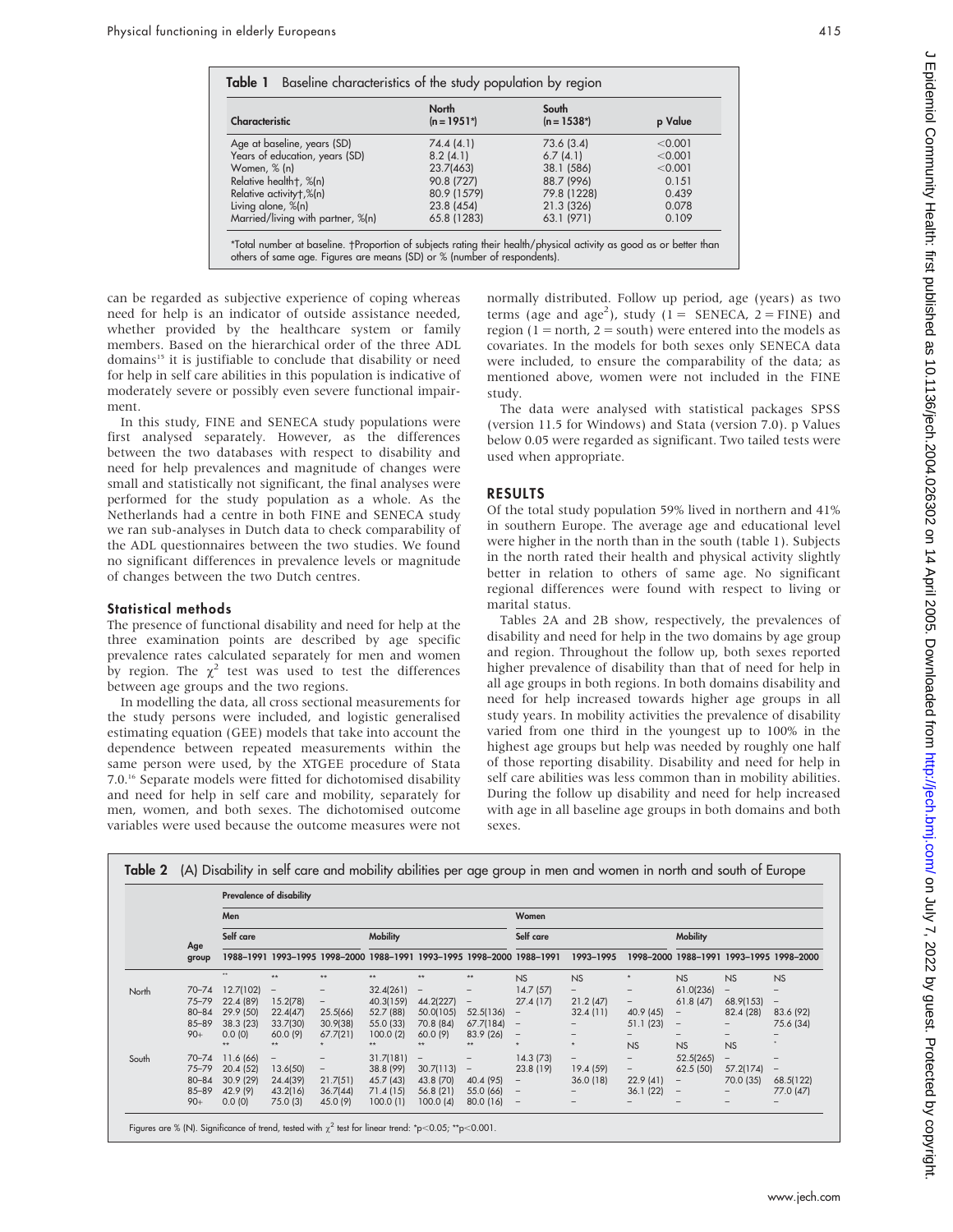**Table 1** Baseline characteristics of the study population by region

| Characteristic | North (n = 1951*) | South (n = 1538*) | p Value |
|---|---|---|---|
| Age at baseline, years (SD) | 74.4 (4.1) | 73.6 (3.4) | <0.001 |
| Years of education, years (SD) | 8.2 (4.1) | 6.7 (4.1) | <0.001 |
| Women, % (n) | 23.7(463) | 38.1 (586) | <0.001 |
| Relative health†, %(n) | 90.8 (727) | 88.7 (996) | 0.151 |
| Relative activity†,%(n) | 80.9 (1579) | 79.8 (1228) | 0.439 |
| Living alone, %(n) | 23.8 (454) | 21.3 (326) | 0.078 |
| Married/living with partner, %(n) | 65.8 (1283) | 63.1 (971) | 0.109 |

*Total number at baseline. †Proportion of subjects rating their health/physical activity as good as or better than others of same age. Figures are means (SD) or % (number of respondents).

can be regarded as subjective experience of coping whereas need for help is an indicator of outside assistance needed, whether provided by the healthcare system or family members. Based on the hierarchical order of the three ADL domains[15] it is justifiable to conclude that disability or need for help in self care abilities in this population is indicative of moderately severe or possibly even severe functional impairment.

In this study, FINE and SENECA study populations were first analysed separately. However, as the differences between the two databases with respect to disability and need for help prevalences and magnitude of changes were small and statistically not significant, the final analyses were performed for the study population as a whole. As the Netherlands had a centre in both FINE and SENECA study we ran sub-analyses in Dutch data to check comparability of the ADL questionnaires between the two studies. We found no significant differences in prevalence levels or magnitude of changes between the two Dutch centres.

### Statistical methods

The presence of functional disability and need for help at the three examination points are described by age specific prevalence rates calculated separately for men and women by region. The $\chi^2$ test was used to test the differences between age groups and the two regions.

In modelling the data, all cross sectional measurements for the study persons were included, and logistic generalised estimating equation (GEE) models that take into account the dependence between repeated measurements within the same person were used, by the XTGEE procedure of Stata 7.0.[16] Separate models were fitted for dichotomised disability and need for help in self care and mobility, separately for men, women, and both sexes. The dichotomised outcome variables were used because the outcome measures were not normally distributed. Follow up period, age (years) as two terms (age and age$^2$), study (1 = SENECA, 2 = FINE) and region (1 = north, 2 = south) were entered into the models as covariates. In the models for both sexes only SENECA data were included, to ensure the comparability of the data; as mentioned above, women were not included in the FINE study.

The data were analysed with statistical packages SPSS (version 11.5 for Windows) and Stata (version 7.0). p Values below 0.05 were regarded as significant. Two tailed tests were used when appropriate.

## RESULTS

Of the total study population 59% lived in northern and 41% in southern Europe. The average age and educational level were higher in the north than in the south (table 1). Subjects in the north rated their health and physical activity slightly better in relation to others of same age. No significant regional differences were found with respect to living or marital status.

Tables 2A and 2B show, respectively, the prevalences of disability and need for help in the two domains by age group and region. Throughout the follow up, both sexes reported higher prevalence of disability than that of need for help in all age groups in both regions. In both domains disability and need for help increased towards higher age groups in all study years. In mobility activities the prevalence of disability varied from one third in the youngest up to 100% in the highest age groups but help was needed by roughly one half of those reporting disability. Disability and need for help in self care abilities was less common than in mobility abilities. During the follow up disability and need for help increased with age in all baseline age groups in both domains and both sexes.

**Table 2** (A) Disability in self care and mobility abilities per age group in men and women in north and south of Europe

| | | Prevalence of disability | | | | | | | | | | | |
|---|---|---|---|---|---|---|---|---|---|---|---|---|---|
| | | Men | | | | | | Women | | | | | |
| | | Self care | | | Mobility | | | Self care | | | Mobility | | |
| | Age group | 1988–1991 | 1993–1995 | 1998–2000 | 1988–1991 | 1993–1995 | 1998–2000 | 1988–1991 | 1993–1995 | 1998–2000 | 1988–1991 | 1993–1995 | 1998–2000 |
| | | ** | ** | ** | ** | ** | ** | NS | NS | * | NS | NS | NS |
| North | 70–74 | 12.7(102) | – | – | 32.4(261) | – | – | 14.7 (57) | – | – | 61.0(236) | – | – |
| | 75–79 | 22.4 (89) | 15.2(78) | – | 40.3(159) | 44.2(227) | – | 27.4 (17) | 21.2 (47) | – | 61.8 (47) | 68.9(153) | – |
| | 80–84 | 29.9 (50) | 22.4(47) | 25.5(66) | 52.7 (88) | 50.0(105) | 52.5(136) | – | 32.4 (11) | 40.9 (45) | – | 82.4 (28) | 83.6 (92) |
| | 85–89 | 38.3 (23) | 33.7(30) | 30.9(38) | 55.0 (33) | 70.8 (84) | 67.7(184) | – | – | 51.1 (23) | – | – | 75.6 (34) |
| | 90+ | 0.0 (0) | 60.0 (9) | 67.7(21) | 100.0 (2) | 60.0 (9) | 83.9 (26) | – | – | – | – | – | – |
| | | ** | ** | * | ** | ** | ** | * | * | NS | NS | NS | * |
| South | 70–74 | 11.6 (66) | – | – | 31.7(181) | – | – | 14.3 (73) | – | – | 52.5(265) | – | – |
| | 75–79 | 20.4 (52) | 13.6(50) | – | 38.8 (99) | 30.7(113) | – | 23.8 (19) | 19.4 (59) | – | 62.5 (50) | 57.2(174) | – |
| | 80–84 | 30.9 (29) | 24.4(39) | 21.7(51) | 45.7 (43) | 43.8 (70) | 40.4 (95) | – | 36.0 (18) | 22.9 (41) | – | 70.0 (35) | 68.5(122) |
| | 85–89 | 42.9 (9) | 43.2(16) | 36.7(44) | 71.4 (15) | 56.8 (21) | 55.0 (66) | – | – | 36.1 (22) | – | – | 77.0 (47) |
| | 90+ | 0.0 (0) | 75.0 (3) | 45.0 (9) | 100.0 (1) | 100.0 (4) | 80.0 (16) | – | – | – | – | – | – |

Figures are % (N). Significance of trend, tested with $\chi^2$ test for linear trend: *$p<0.05$; **$p<0.001$.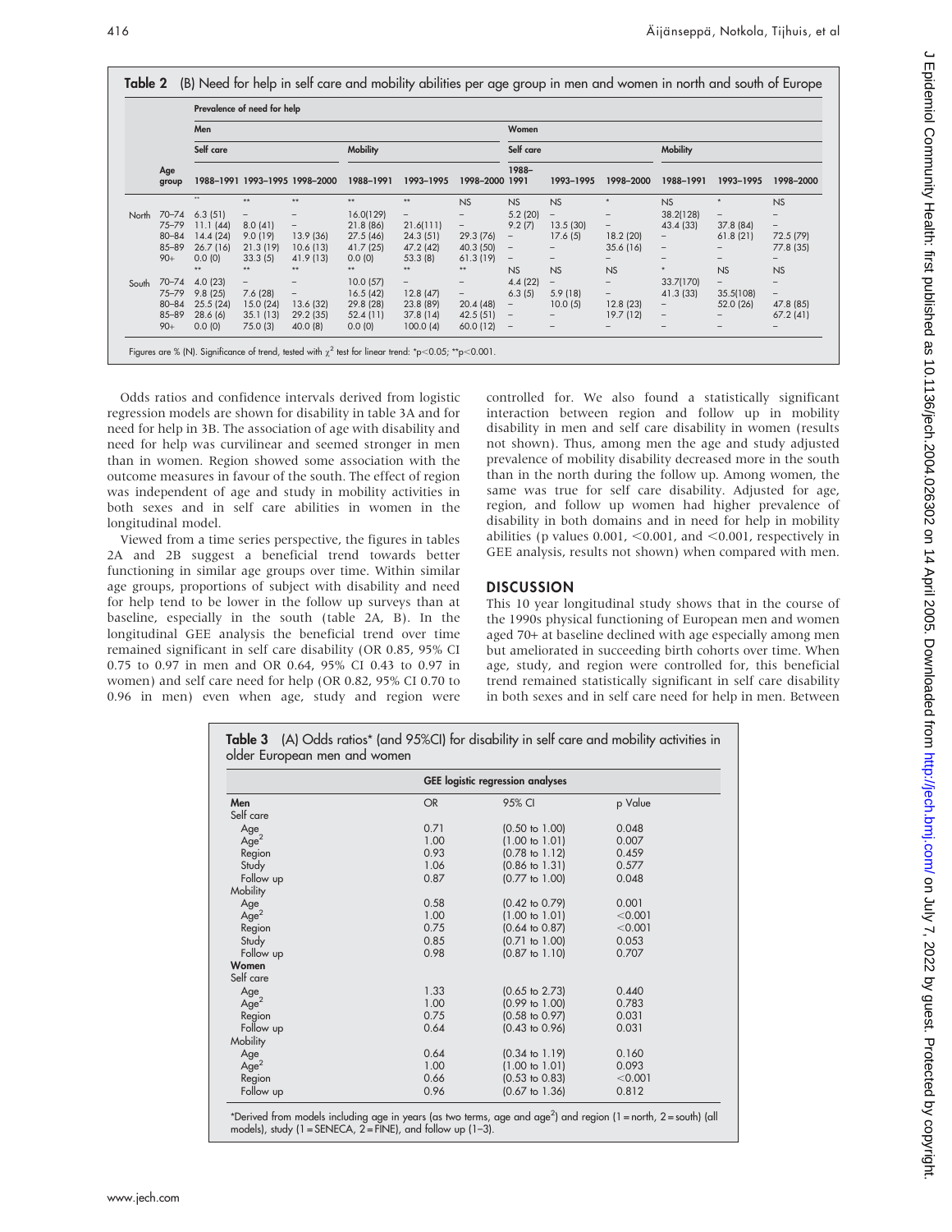**Table 2** (B) Need for help in self care and mobility abilities per age group in men and women in north and south of Europe

| | Age group | Prevalence of need for help | | | | | | | | | | | |
|---|---|---|---|---|---|---|---|---|---|---|---|---|---|
| | | Men | | | | | | Women | | | | | |
| | | Self care | | | Mobility | | | Self care | | | Mobility | | |
| | | 1988–1991 | 1993–1995 | 1998–2000 | 1988–1991 | 1993–1995 | 1998–2000 | 1988–1991 | 1993–1995 | 1998–2000 | 1988–1991 | 1993–1995 | 1998–2000 |
| | | ** | ** | ** | ** | ** | NS | NS | NS | * | NS | * | NS |
| North | 70–74 | 6.3 (51) | – | – | 16.0(129) | – | – | 5.2 (20) | – | – | 38.2(128) | – | – |
| | 75–79 | 11.1 (44) | 8.0 (41) | – | 21.8 (86) | 21.6(111) | – | 9.2 (7) | 13.5 (30) | – | 43.4 (33) | 37.8 (84) | – |
| | 80–84 | 14.4 (24) | 9.0 (19) | 13.9 (36) | 27.5 (46) | 24.3 (51) | 29.3 (76) | – | 17.6 (5) | 18.2 (20) | – | 61.8 (21) | 72.5 (79) |
| | 85–89 | 26.7 (16) | 21.3 (19) | 10.6 (13) | 41.7 (25) | 47.2 (42) | 40.3 (50) | – | – | 35.6 (16) | – | – | 77.8 (35) |
| | 90+ | 0.0 (0) | 33.3 (5) | 41.9 (13) | 0.0 (0) | 53.3 (8) | 61.3 (19) | – | – | – | – | – | – |
| | | ** | ** | ** | ** | ** | ** | NS | NS | NS | * | NS | NS |
| South | 70–74 | 4.0 (23) | – | – | 10.0 (57) | – | – | 4.4 (22) | – | – | 33.7(170) | – | – |
| | 75–79 | 9.8 (25) | 7.6 (28) | – | 16.5 (42) | 12.8 (47) | – | 6.3 (5) | 5.9 (18) | – | 41.3 (33) | 35.5(108) | – |
| | 80–84 | 25.5 (24) | 15.0 (24) | 13.6 (32) | 29.8 (28) | 23.8 (89) | 20.4 (48) | – | 10.0 (5) | 12.8 (23) | – | 52.0 (26) | 47.8 (85) |
| | 85–89 | 28.6 (6) | 35.1 (13) | 29.2 (35) | 52.4 (11) | 37.8 (14) | 42.5 (51) | – | – | 19.7 (12) | – | – | 67.2 (41) |
| | 90+ | 0.0 (0) | 75.0 (3) | 40.0 (8) | 0.0 (0) | 100.0 (4) | 60.0 (12) | – | – | – | – | – | – |

Figures are % (N). Significance of trend, tested with $\chi^2$ test for linear trend: *$p<0.05$; **$p<0.001$.

Odds ratios and confidence intervals derived from logistic regression models are shown for disability in table 3A and for need for help in 3B. The association of age with disability and need for help was curvilinear and seemed stronger in men than in women. Region showed some association with the outcome measures in favour of the south. The effect of region was independent of age and study in mobility activities in both sexes and in self care abilities in women in the longitudinal model.

Viewed from a time series perspective, the figures in tables 2A and 2B suggest a beneficial trend towards better functioning in similar age groups over time. Within similar age groups, proportions of subject with disability and need for help tend to be lower in the follow up surveys than at baseline, especially in the south (table 2A, B). In the longitudinal GEE analysis the beneficial trend over time remained significant in self care disability (OR 0.85, 95% CI 0.75 to 0.97 in men and OR 0.64, 95% CI 0.43 to 0.97 in women) and self care need for help (OR 0.82, 95% CI 0.70 to 0.96 in men) even when age, study and region were controlled for. We also found a statistically significant interaction between region and follow up in mobility disability in men and self care disability in women (results not shown). Thus, among men the age and study adjusted prevalence of mobility disability decreased more in the south than in the north during the follow up. Among women, the same was true for self care disability. Adjusted for age, region, and follow up women had higher prevalence of disability in both domains and in need for help in mobility abilities (p values 0.001, <0.001, and <0.001, respectively in GEE analysis, results not shown) when compared with men.

## DISCUSSION

This 10 year longitudinal study shows that in the course of the 1990s physical functioning of European men and women aged 70+ at baseline declined with age especially among men but ameliorated in succeeding birth cohorts over time. When age, study, and region were controlled for, this beneficial trend remained statistically significant in self care disability in both sexes and in self care need for help in men. Between

**Table 3** (A) Odds ratios* (and 95%CI) for disability in self care and mobility activities in older European men and women

| | GEE logistic regression analyses | | |
|---|---|---|---|
| **Men** | OR | 95% CI | p Value |
| Self care | | | |
| Age | 0.71 | (0.50 to 1.00) | 0.048 |
| Age$^2$ | 1.00 | (1.00 to 1.01) | 0.007 |
| Region | 0.93 | (0.78 to 1.12) | 0.459 |
| Study | 1.06 | (0.86 to 1.31) | 0.577 |
| Follow up | 0.87 | (0.77 to 1.00) | 0.048 |
| Mobility | | | |
| Age | 0.58 | (0.42 to 0.79) | 0.001 |
| Age$^2$ | 1.00 | (1.00 to 1.01) | <0.001 |
| Region | 0.75 | (0.64 to 0.87) | <0.001 |
| Study | 0.85 | (0.71 to 1.00) | 0.053 |
| Follow up | 0.98 | (0.87 to 1.10) | 0.707 |
| **Women** | | | |
| Self care | | | |
| Age | 1.33 | (0.65 to 2.73) | 0.440 |
| Age$^2$ | 1.00 | (0.99 to 1.00) | 0.783 |
| Region | 0.75 | (0.58 to 0.97) | 0.031 |
| Follow up | 0.64 | (0.43 to 0.96) | 0.031 |
| Mobility | | | |
| Age | 0.64 | (0.34 to 1.19) | 0.160 |
| Age$^2$ | 1.00 | (1.00 to 1.01) | 0.093 |
| Region | 0.66 | (0.53 to 0.83) | <0.001 |
| Follow up | 0.96 | (0.67 to 1.36) | 0.812 |

*Derived from models including age in years (as two terms, age and age$^2$) and region (1 = north, 2 = south) (all models), study (1 = SENECA, 2 = FINE), and follow up (1–3).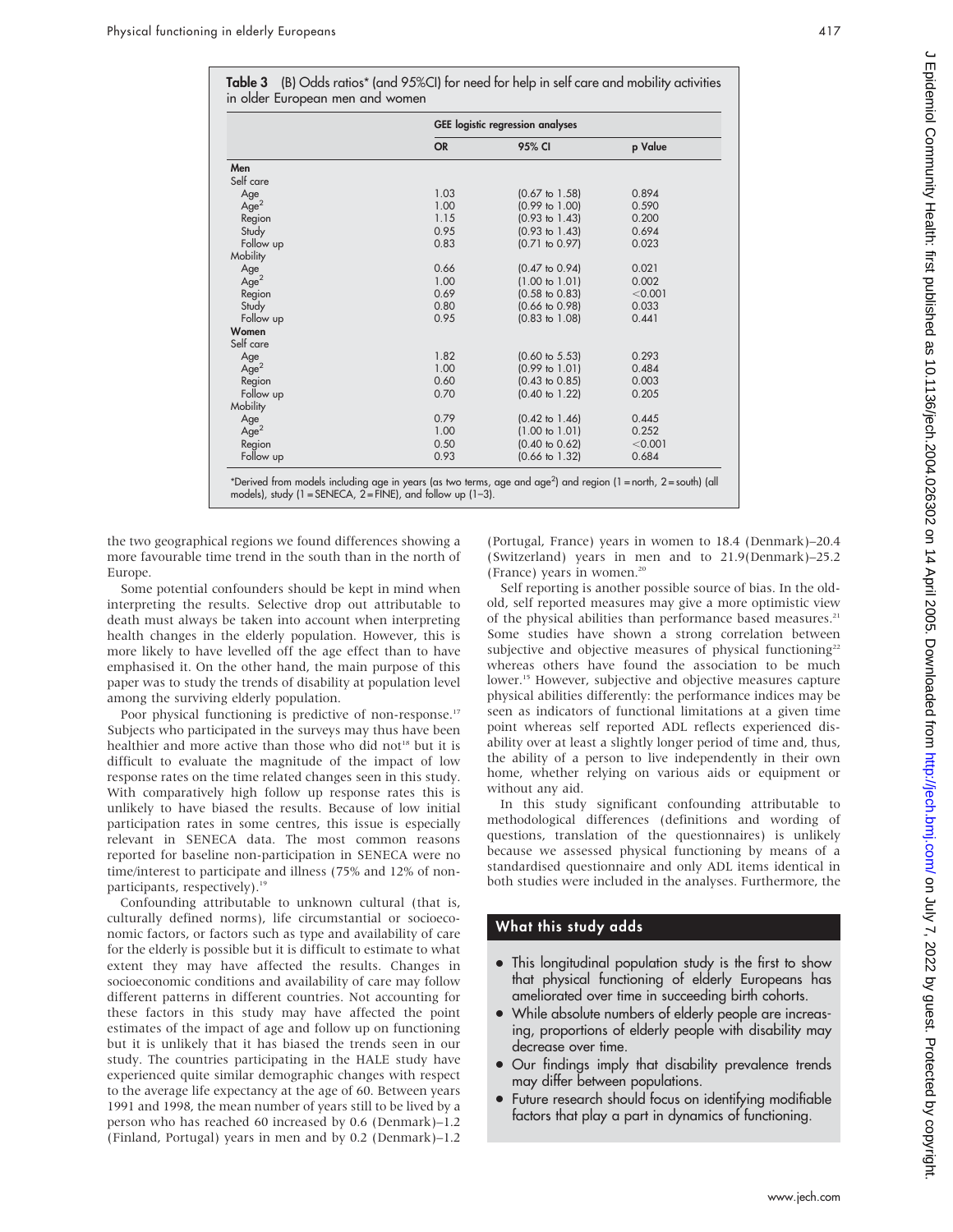**Table 3** (B) Odds ratios* (and 95%CI) for need for help in self care and mobility activities in older European men and women

| | GEE logistic regression analyses | | |
|---|---|---|---|
| | OR | 95% CI | p Value |
| **Men** | | | |
| Self care | | | |
| Age | 1.03 | (0.67 to 1.58) | 0.894 |
| Age$^2$ | 1.00 | (0.99 to 1.00) | 0.590 |
| Region | 1.15 | (0.93 to 1.43) | 0.200 |
| Study | 0.95 | (0.93 to 1.43) | 0.694 |
| Follow up | 0.83 | (0.71 to 0.97) | 0.023 |
| Mobility | | | |
| Age | 0.66 | (0.47 to 0.94) | 0.021 |
| Age$^2$ | 1.00 | (1.00 to 1.01) | 0.002 |
| Region | 0.69 | (0.58 to 0.83) | <0.001 |
| Study | 0.80 | (0.66 to 0.98) | 0.033 |
| Follow up | 0.95 | (0.83 to 1.08) | 0.441 |
| **Women** | | | |
| Self care | | | |
| Age | 1.82 | (0.60 to 5.53) | 0.293 |
| Age$^2$ | 1.00 | (0.99 to 1.01) | 0.484 |
| Region | 0.60 | (0.43 to 0.85) | 0.003 |
| Follow up | 0.70 | (0.40 to 1.22) | 0.205 |
| Mobility | | | |
| Age | 0.79 | (0.42 to 1.46) | 0.445 |
| Age$^2$ | 1.00 | (1.00 to 1.01) | 0.252 |
| Region | 0.50 | (0.40 to 0.62) | <0.001 |
| Follow up | 0.93 | (0.66 to 1.32) | 0.684 |

*Derived from models including age in years (as two terms, age and age$^2$) and region (1 = north, 2 = south) (all models), study (1 = SENECA, 2 = FINE), and follow up (1–3).

the two geographical regions we found differences showing a more favourable time trend in the south than in the north of Europe.

Some potential confounders should be kept in mind when interpreting the results. Selective drop out attributable to death must always be taken into account when interpreting health changes in the elderly population. However, this is more likely to have levelled off the age effect than to have emphasised it. On the other hand, the main purpose of this paper was to study the trends of disability at population level among the surviving elderly population.

Poor physical functioning is predictive of non-response.[17] Subjects who participated in the surveys may thus have been healthier and more active than those who did not[18] but it is difficult to evaluate the magnitude of the impact of low response rates on the time related changes seen in this study. With comparatively high follow up response rates this is unlikely to have biased the results. Because of low initial participation rates in some centres, this issue is especially relevant in SENECA data. The most common reasons reported for baseline non-participation in SENECA were no time/interest to participate and illness (75% and 12% of non-participants, respectively).[19]

Confounding attributable to unknown cultural (that is, culturally defined norms), life circumstantial or socioeconomic factors, or factors such as type and availability of care for the elderly is possible but it is difficult to estimate to what extent they may have affected the results. Changes in socioeconomic conditions and availability of care may follow different patterns in different countries. Not accounting for these factors in this study may have affected the point estimates of the impact of age and follow up on functioning but it is unlikely that it has biased the trends seen in our study. The countries participating in the HALE study have experienced quite similar demographic changes with respect to the average life expectancy at the age of 60. Between years 1991 and 1998, the mean number of years still to be lived by a person who has reached 60 increased by 0.6 (Denmark)–1.2 (Finland, Portugal) years in men and by 0.2 (Denmark)–1.2 (Portugal, France) years in women to 18.4 (Denmark)–20.4 (Switzerland) years in men and to 21.9(Denmark)–25.2 (France) years in women.[20]

Self reporting is another possible source of bias. In the old-old, self reported measures may give a more optimistic view of the physical abilities than performance based measures.[21] Some studies have shown a strong correlation between subjective and objective measures of physical functioning[22] whereas others have found the association to be much lower.[15] However, subjective and objective measures capture physical abilities differently: the performance indices may be seen as indicators of functional limitations at a given time point whereas self reported ADL reflects experienced disability over at least a slightly longer period of time and, thus, the ability of a person to live independently in their own home, whether relying on various aids or equipment or without any aid.

In this study significant confounding attributable to methodological differences (definitions and wording of questions, translation of the questionnaires) is unlikely because we assessed physical functioning by means of a standardised questionnaire and only ADL items identical in both studies were included in the analyses. Furthermore, the

## What this study adds

- This longitudinal population study is the first to show that physical functioning of elderly Europeans has ameliorated over time in succeeding birth cohorts.
- While absolute numbers of elderly people are increasing, proportions of elderly people with disability may decrease over time.
- Our findings imply that disability prevalence trends may differ between populations.
- Future research should focus on identifying modifiable factors that play a part in dynamics of functioning.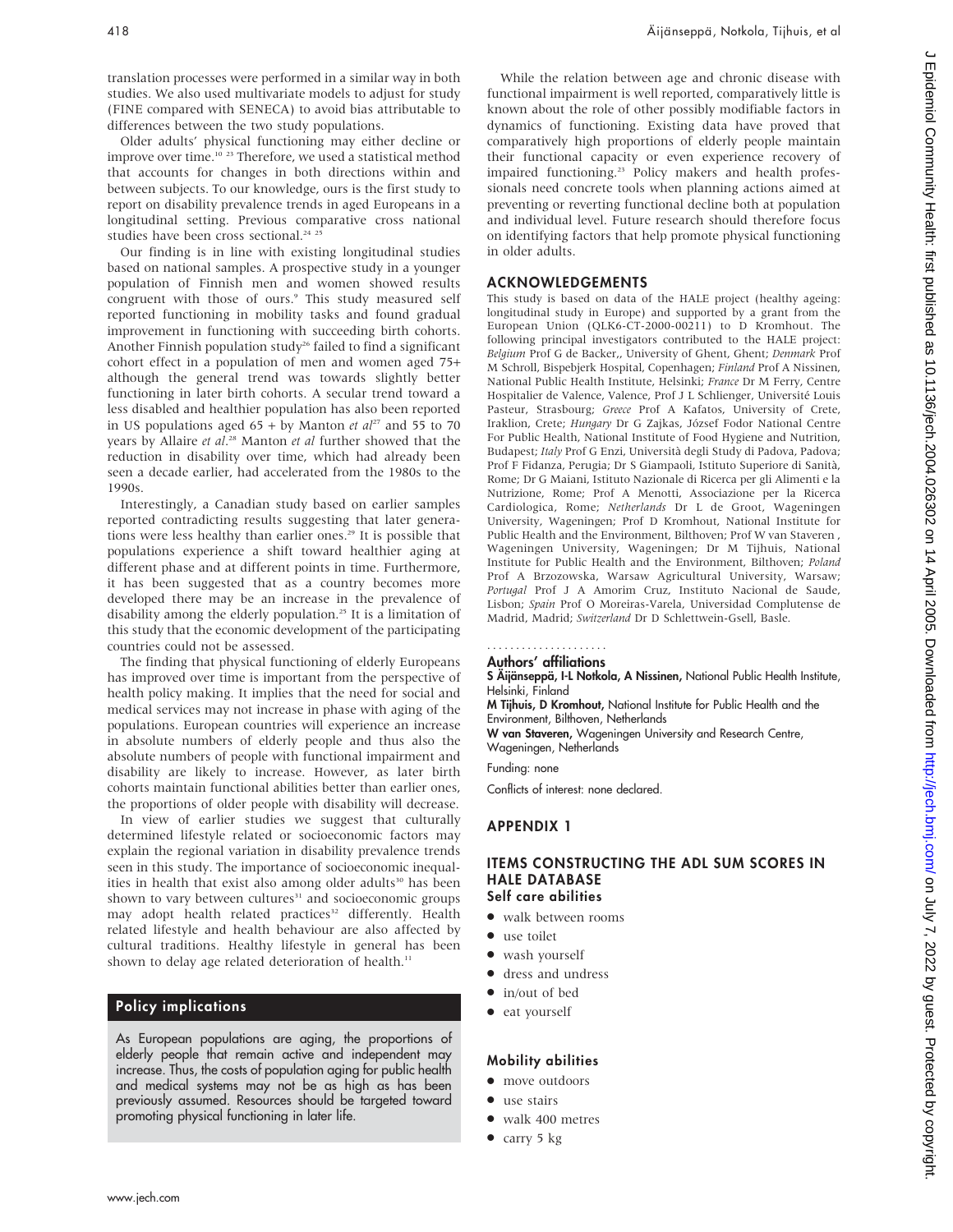translation processes were performed in a similar way in both studies. We also used multivariate models to adjust for study (FINE compared with SENECA) to avoid bias attributable to differences between the two study populations.

Older adults' physical functioning may either decline or improve over time.[10 23] Therefore, we used a statistical method that accounts for changes in both directions within and between subjects. To our knowledge, ours is the first study to report on disability prevalence trends in aged Europeans in a longitudinal setting. Previous comparative cross national studies have been cross sectional.[24 25]

Our finding is in line with existing longitudinal studies based on national samples. A prospective study in a younger population of Finnish men and women showed results congruent with those of ours.[9] This study measured self reported functioning in mobility tasks and found gradual improvement in functioning with succeeding birth cohorts. Another Finnish population study[26] failed to find a significant cohort effect in a population of men and women aged 75+ although the general trend was towards slightly better functioning in later birth cohorts. A secular trend toward a less disabled and healthier population has also been reported in US populations aged 65 + by Manton *et al*[27] and 55 to 70 years by Allaire *et al*.[28] Manton *et al* further showed that the reduction in disability over time, which had already been seen a decade earlier, had accelerated from the 1980s to the 1990s.

Interestingly, a Canadian study based on earlier samples reported contradicting results suggesting that later generations were less healthy than earlier ones.[29] It is possible that populations experience a shift toward healthier aging at different phase and at different points in time. Furthermore, it has been suggested that as a country becomes more developed there may be an increase in the prevalence of disability among the elderly population.[25] It is a limitation of this study that the economic development of the participating countries could not be assessed.

The finding that physical functioning of elderly Europeans has improved over time is important from the perspective of health policy making. It implies that the need for social and medical services may not increase in phase with aging of the populations. European countries will experience an increase in absolute numbers of elderly people and thus also the absolute numbers of people with functional impairment and disability are likely to increase. However, as later birth cohorts maintain functional abilities better than earlier ones, the proportions of older people with disability will decrease.

In view of earlier studies we suggest that culturally determined lifestyle related or socioeconomic factors may explain the regional variation in disability prevalence trends seen in this study. The importance of socioeconomic inequalities in health that exist also among older adults[30] has been shown to vary between cultures[31] and socioeconomic groups may adopt health related practices[32] differently. Health related lifestyle and health behaviour are also affected by cultural traditions. Healthy lifestyle in general has been shown to delay age related deterioration of health.[11]

## Policy implications

As European populations are aging, the proportions of elderly people that remain active and independent may increase. Thus, the costs of population aging for public health and medical systems may not be as high as has been previously assumed. Resources should be targeted toward promoting physical functioning in later life.

While the relation between age and chronic disease with functional impairment is well reported, comparatively little is known about the role of other possibly modifiable factors in dynamics of functioning. Existing data have proved that comparatively high proportions of elderly people maintain their functional capacity or even experience recovery of impaired functioning.[23] Policy makers and health professionals need concrete tools when planning actions aimed at preventing or reverting functional decline both at population and individual level. Future research should therefore focus on identifying factors that help promote physical functioning in older adults.

## ACKNOWLEDGEMENTS

This study is based on data of the HALE project (healthy ageing: longitudinal study in Europe) and supported by a grant from the European Union (QLK6-CT-2000-00211) to D Kromhout. The following principal investigators contributed to the HALE project: *Belgium* Prof G de Backer,, University of Ghent, Ghent; *Denmark* Prof M Schroll, Bispebjerk Hospital, Copenhagen; *Finland* Prof A Nissinen, National Public Health Institute, Helsinki; *France* Dr M Ferry, Centre Hospitalier de Valence, Valence, Prof J L Schlienger, Université Louis Pasteur, Strasbourg; *Greece* Prof A Kafatos, University of Crete, Iraklion, Crete; *Hungary* Dr G Zajkas, József Fodor National Centre For Public Health, National Institute of Food Hygiene and Nutrition, Budapest; *Italy* Prof G Enzi, Università degli Study di Padova, Padova; Prof F Fidanza, Perugia; Dr S Giampaoli, Istituto Superiore di Sanità, Rome; Dr G Maiani, Istituto Nazionale di Ricerca per gli Alimenti e la Nutrizione, Rome; Prof A Menotti, Associazione per la Ricerca Cardiologica, Rome; *Netherlands* Dr L de Groot, Wageningen University, Wageningen; Prof D Kromhout, National Institute for Public Health and the Environment, Bilthoven; Prof W van Staveren , Wageningen University, Wageningen; Dr M Tijhuis, National Institute for Public Health and the Environment, Bilthoven; *Poland* Prof A Brzozowska, Warsaw Agricultural University, Warsaw; *Portugal* Prof J A Amorim Cruz, Instituto Nacional de Saude, Lisbon; *Spain* Prof O Moreiras-Varela, Universidad Complutense de Madrid, Madrid; *Switzerland* Dr D Schlettwein-Gsell, Basle.

### Authors' affiliations

**S Äijänseppä, I-L Notkola, A Nissinen,** National Public Health Institute, Helsinki, Finland

**M Tijhuis, D Kromhout,** National Institute for Public Health and the Environment, Bilthoven, Netherlands

**W van Staveren,** Wageningen University and Research Centre, Wageningen, Netherlands

Funding: none

Conflicts of interest: none declared.

## APPENDIX 1

## ITEMS CONSTRUCTING THE ADL SUM SCORES IN HALE DATABASE

### Self care abilities

- walk between rooms
- use toilet
- wash yourself
- dress and undress
- in/out of bed
- eat yourself

### Mobility abilities

- move outdoors
- use stairs
- walk 400 metres
- carry 5 kg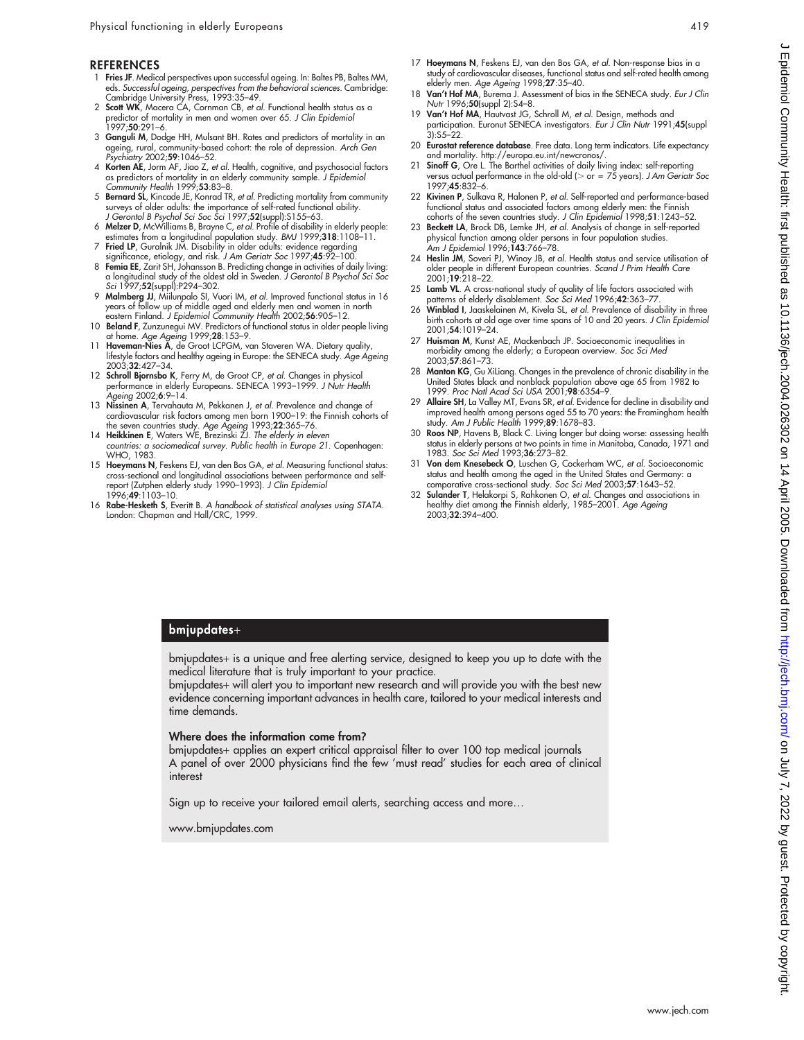## REFERENCES

1. **Fries JF**. Medical perspectives upon successful ageing. In: Baltes PB, Baltes MM, eds. *Successful ageing, perspectives from the behavioral sciences*. Cambridge: Cambridge University Press, 1993:35–49.
2. **Scott WK**, Macera CA, Cornman CB, *et al*. Functional health status as a predictor of mortality in men and women over 65. *J Clin Epidemiol* 1997;**50**:291–6.
3. **Ganguli M**, Dodge HH, Mulsant BH. Rates and predictors of mortality in an ageing, rural, community-based cohort: the role of depression. *Arch Gen Psychiatry* 2002;**59**:1046–52.
4. **Korten AE**, Jorm AF, Jiao Z, *et al*. Health, cognitive, and psychosocial factors as predictors of mortality in an elderly community sample. *J Epidemiol Community Health* 1999;**53**:83–8.
5. **Bernard SL**, Kincade JE, Konrad TR, *et al*. Predicting mortality from community surveys of older adults: the importance of self-rated functional ability. *J Gerontol B Psychol Sci Soc Sci* 1997;**52**(suppl):S155–63.
6. **Melzer D**, McWilliams B, Brayne C, *et al*. Profile of disability in elderly people: estimates from a longitudinal population study. *BMJ* 1999;**318**:1108–11.
7. **Fried LP**, Guralnik JM. Disability in older adults: evidence regarding significance, etiology, and risk. *J Am Geriatr Soc* 1997;**45**:92–100.
8. **Femia EE**, Zarit SH, Johansson B. Predicting change in activities of daily living: a longitudinal study of the oldest old in Sweden. *J Gerontol B Psychol Sci Soc Sci* 1997;**52**(suppl):P294–302.
9. **Malmberg JJ**, Miilunpalo SI, Vuori IM, *et al*. Improved functional status in 16 years of follow up of middle aged and elderly men and women in north eastern Finland. *J Epidemiol Community Health* 2002;**56**:905–12.
10. **Beland F**, Zunzunegui MV. Predictors of functional status in older people living at home. *Age Ageing* 1999;**28**:153–9.
11. **Haveman-Nies A**, de Groot LCPGM, van Staveren WA. Dietary quality, lifestyle factors and healthy ageing in Europe: the SENECA study. *Age Ageing* 2003;**32**:427–34.
12. **Schroll Bjornsbo K**, Ferry M, de Groot CP, *et al*. Changes in physical performance in elderly Europeans. SENECA 1993–1999. *J Nutr Health Ageing* 2002;**6**:9–14.
13. **Nissinen A**, Tervahauta M, Pekkanen J, *et al*. Prevalence and change of cardiovascular risk factors among men born 1900–19: the Finnish cohorts of the seven countries study. *Age Ageing* 1993;**22**:365–76.
14. **Heikkinen E**, Waters WE, Brezinski ZJ. *The elderly in eleven countries: a sociomedical survey. Public health in Europe 21*. Copenhagen: WHO, 1983.
15. **Hoeymans N**, Feskens EJ, van den Bos GA, *et al*. Measuring functional status: cross-sectional and longitudinal associations between performance and self-report (Zutphen elderly study 1990–1993). *J Clin Epidemiol* 1996;**49**:1103–10.
16. **Rabe-Hesketh S**, Everitt B. *A handbook of statistical analyses using STATA*. London: Chapman and Hall/CRC, 1999.
17. **Hoeymans N**, Feskens EJ, van den Bos GA, *et al*. Non-response bias in a study of cardiovascular diseases, functional status and self-rated health among elderly men. *Age Ageing* 1998;**27**:35–40.
18. **Van't Hof MA**, Burema J. Assessment of bias in the SENECA study. *Eur J Clin Nutr* 1996;**50**(suppl 2):S4–8.
19. **Van't Hof MA**, Hautvast JG, Schroll M, *et al*. Design, methods and participation. Euronut SENECA investigators. *Eur J Clin Nutr* 1991;**45**(suppl 3):S5–22.
20. **Eurostat reference database**. Free data. Long term indicators. Life expectancy and mortality. http://europa.eu.int/newcronos/.
21. **Sinoff G**, Ore L. The Barthel activities of daily living index: self-reporting versus actual performance in the old-old (> or = 75 years). *J Am Geriatr Soc* 1997;**45**:832–6.
22. **Kivinen P**, Sulkava R, Halonen P, *et al*. Self-reported and performance-based functional status and associated factors among elderly men: the Finnish cohorts of the seven countries study. *J Clin Epidemiol* 1998;**51**:1243–52.
23. **Beckett LA**, Brock DB, Lemke JH, *et al*. Analysis of change in self-reported physical function among older persons in four population studies. *Am J Epidemiol* 1996;**143**:766–78.
24. **Heslin JM**, Soveri PJ, Winoy JB, *et al*. Health status and service utilisation of older people in different European countries. *Scand J Prim Health Care* 2001;**19**:218–22.
25. **Lamb VL**. A cross-national study of quality of life factors associated with patterns of elderly disablement. *Soc Sci Med* 1996;**42**:363–77.
26. **Winblad I**, Jaaskelainen M, Kivela SL, *et al*. Prevalence of disability in three birth cohorts at old age over time spans of 10 and 20 years. *J Clin Epidemiol* 2001;**54**:1019–24.
27. **Huisman M**, Kunst AE, Mackenbach JP. Socioeconomic inequalities in morbidity among the elderly; a European overview. *Soc Sci Med* 2003;**57**:861–73.
28. **Manton KG**, Gu XiLiang. Changes in the prevalence of chronic disability in the United States black and nonblack population above age 65 from 1982 to 1999. *Proc Natl Acad Sci USA* 2001;**98**:6354–9.
29. **Allaire SH**, La Valley MT, Evans SR, *et al*. Evidence for decline in disability and improved health among persons aged 55 to 70 years: the Framingham health study. *Am J Public Health* 1999;**89**:1678–83.
30. **Roos NP**, Havens B, Black C. Living longer but doing worse: assessing health status in elderly persons at two points in time in Manitoba, Canada, 1971 and 1983. *Soc Sci Med* 1993;**36**:273–82.
31. **Von dem Knesebeck O**, Luschen G, Cockerham WC, *et al*. Socioeconomic status and health among the aged in the United States and Germany: a comparative cross-sectional study. *Soc Sci Med* 2003;**57**:1643–52.
32. **Sulander T**, Helakorpi S, Rahkonen O, *et al*. Changes and associations in healthy diet among the Finnish elderly, 1985–2001. *Age Ageing* 2003;**32**:394–400.

### bmjupdates+

bmjupdates+ is a unique and free alerting service, designed to keep you up to date with the medical literature that is truly important to your practice.

bmjupdates+ will alert you to important new research and will provide you with the best new evidence concerning important advances in health care, tailored to your medical interests and time demands.

**Where does the information come from?**

bmjupdates+ applies an expert critical appraisal filter to over 100 top medical journals
A panel of over 2000 physicians find the few 'must read' studies for each area of clinical interest

Sign up to receive your tailored email alerts, searching access and more…

www.bmjupdates.com